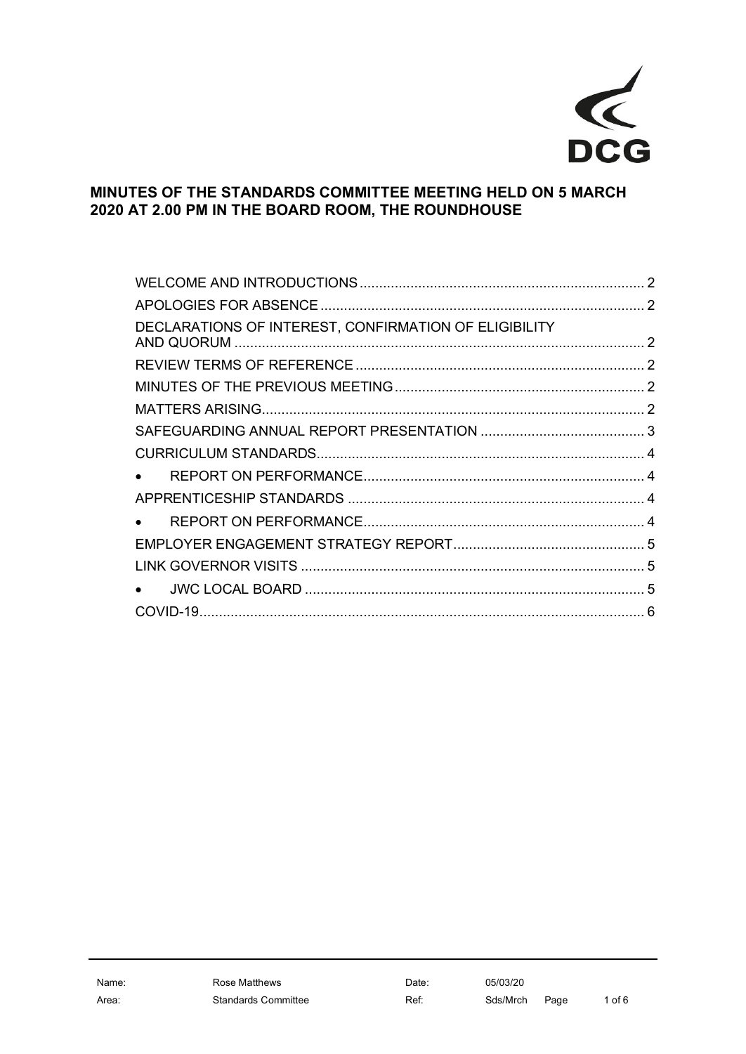DCG

# MINUTES OF THE STANDARDS COMMITTEE MEETING HELD ON 5 MARCH 2020 AT 2.00 PM IN THE BOARD ROOM, THE ROUNDHOUSE

WELCOME AND INTRODUCTIONS ........ 2
APOLOGIES FOR ABSENCE ........ 2
DECLARATIONS OF INTEREST, CONFIRMATION OF ELIGIBILITY AND QUORUM ........ 2
REVIEW TERMS OF REFERENCE ........ 2
MINUTES OF THE PREVIOUS MEETING ........ 2
MATTERS ARISING ........ 2
SAFEGUARDING ANNUAL REPORT PRESENTATION ........ 3
CURRICULUM STANDARDS ........ 4
- REPORT ON PERFORMANCE ........ 4

APPRENTICESHIP STANDARDS ........ 4
- REPORT ON PERFORMANCE ........ 4

EMPLOYER ENGAGEMENT STRATEGY REPORT ........ 5
LINK GOVERNOR VISITS ........ 5
- JWC LOCAL BOARD ........ 5

COVID-19 ........ 6

| Name: | Rose Matthews | Date: | 05/03/20 |
|---|---|---|---|
| Area: | Standards Committee | Ref: | Sds/Mrch |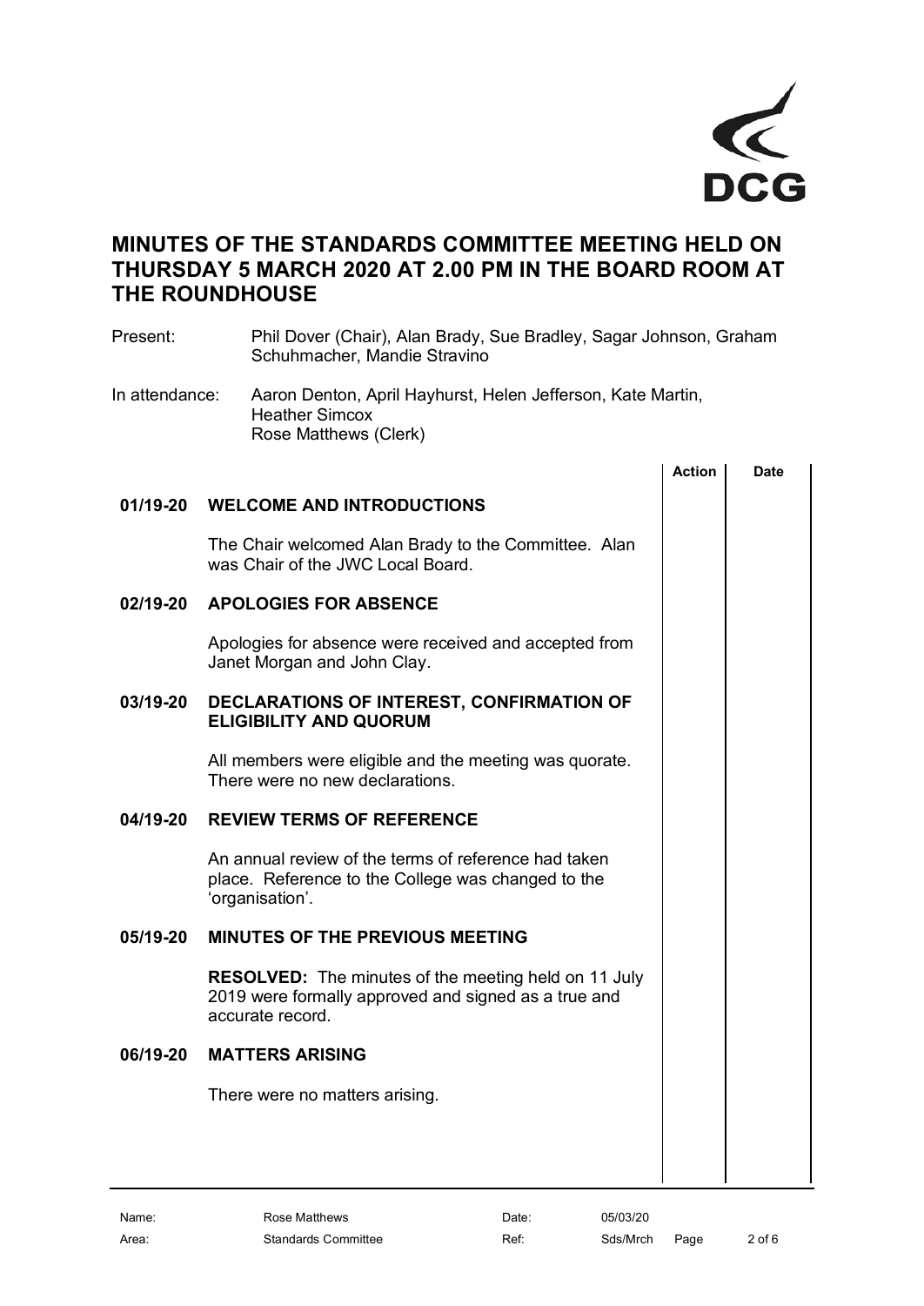DCG

# MINUTES OF THE STANDARDS COMMITTEE MEETING HELD ON THURSDAY 5 MARCH 2020 AT 2.00 PM IN THE BOARD ROOM AT THE ROUNDHOUSE

Present: Phil Dover (Chair), Alan Brady, Sue Bradley, Sagar Johnson, Graham Schuhmacher, Mandie Stravino

In attendance: Aaron Denton, April Hayhurst, Helen Jefferson, Kate Martin, Heather Simcox
Rose Matthews (Clerk)

| | | Action | Date |
|---|---|---|---|
| **01/19-20** | **WELCOME AND INTRODUCTIONS** | | |
| | The Chair welcomed Alan Brady to the Committee. Alan was Chair of the JWC Local Board. | | |
| **02/19-20** | **APOLOGIES FOR ABSENCE** | | |
| | Apologies for absence were received and accepted from Janet Morgan and John Clay. | | |
| **03/19-20** | **DECLARATIONS OF INTEREST, CONFIRMATION OF ELIGIBILITY AND QUORUM** | | |
| | All members were eligible and the meeting was quorate. There were no new declarations. | | |
| **04/19-20** | **REVIEW TERMS OF REFERENCE** | | |
| | An annual review of the terms of reference had taken place. Reference to the College was changed to the 'organisation'. | | |
| **05/19-20** | **MINUTES OF THE PREVIOUS MEETING** | | |
| | **RESOLVED:** The minutes of the meeting held on 11 July 2019 were formally approved and signed as a true and accurate record. | | |
| **06/19-20** | **MATTERS ARISING** | | |
| | There were no matters arising. | | |

Name: Rose Matthews | Date: 05/03/20
Area: Standards Committee | Ref: Sds/Mrch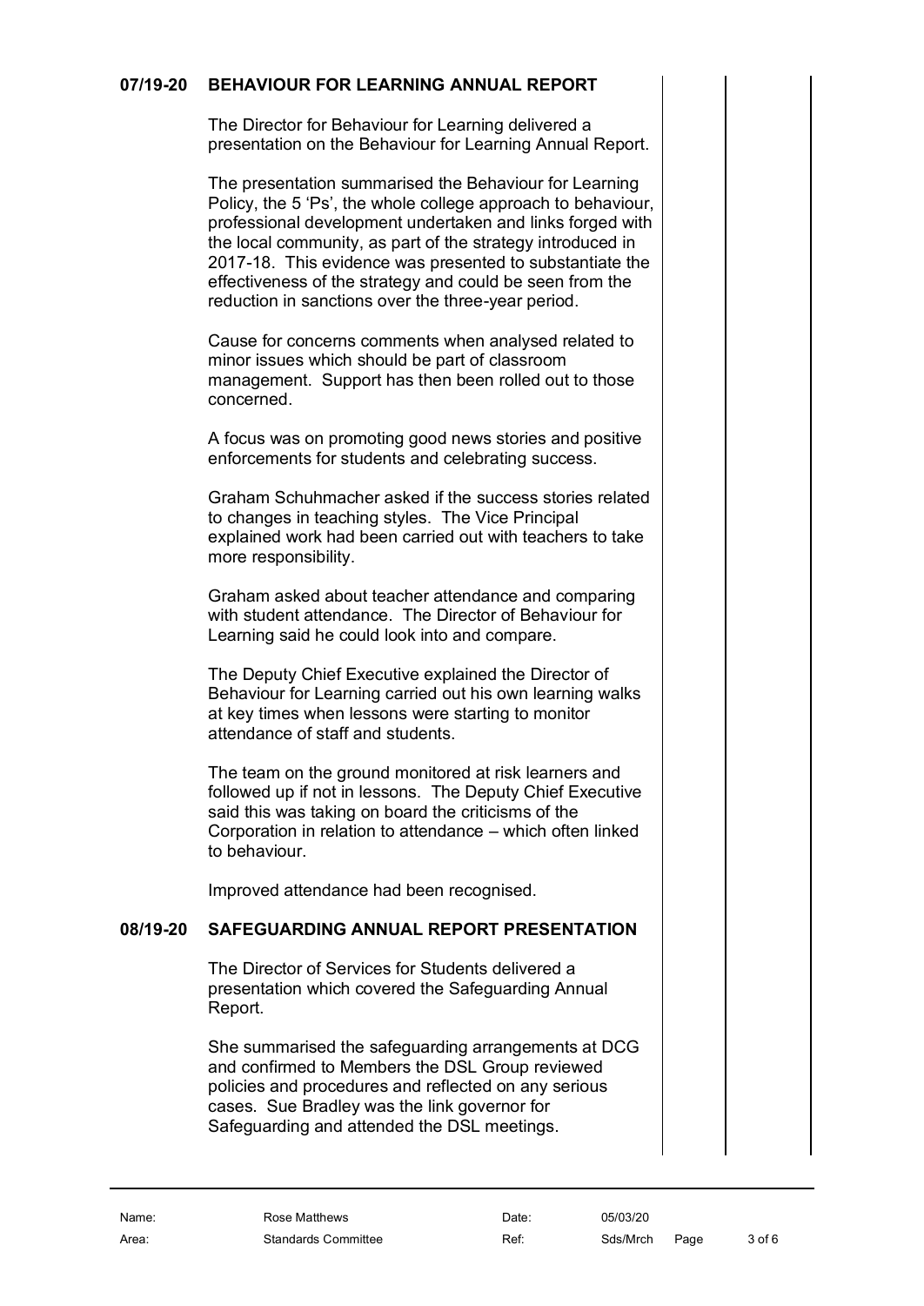## 07/19-20 BEHAVIOUR FOR LEARNING ANNUAL REPORT

The Director for Behaviour for Learning delivered a presentation on the Behaviour for Learning Annual Report.

The presentation summarised the Behaviour for Learning Policy, the 5 'Ps', the whole college approach to behaviour, professional development undertaken and links forged with the local community, as part of the strategy introduced in 2017-18. This evidence was presented to substantiate the effectiveness of the strategy and could be seen from the reduction in sanctions over the three-year period.

Cause for concerns comments when analysed related to minor issues which should be part of classroom management. Support has then been rolled out to those concerned.

A focus was on promoting good news stories and positive enforcements for students and celebrating success.

Graham Schuhmacher asked if the success stories related to changes in teaching styles. The Vice Principal explained work had been carried out with teachers to take more responsibility.

Graham asked about teacher attendance and comparing with student attendance. The Director of Behaviour for Learning said he could look into and compare.

The Deputy Chief Executive explained the Director of Behaviour for Learning carried out his own learning walks at key times when lessons were starting to monitor attendance of staff and students.

The team on the ground monitored at risk learners and followed up if not in lessons. The Deputy Chief Executive said this was taking on board the criticisms of the Corporation in relation to attendance – which often linked to behaviour.

Improved attendance had been recognised.

## 08/19-20 SAFEGUARDING ANNUAL REPORT PRESENTATION

The Director of Services for Students delivered a presentation which covered the Safeguarding Annual Report.

She summarised the safeguarding arrangements at DCG and confirmed to Members the DSL Group reviewed policies and procedures and reflected on any serious cases. Sue Bradley was the link governor for Safeguarding and attended the DSL meetings.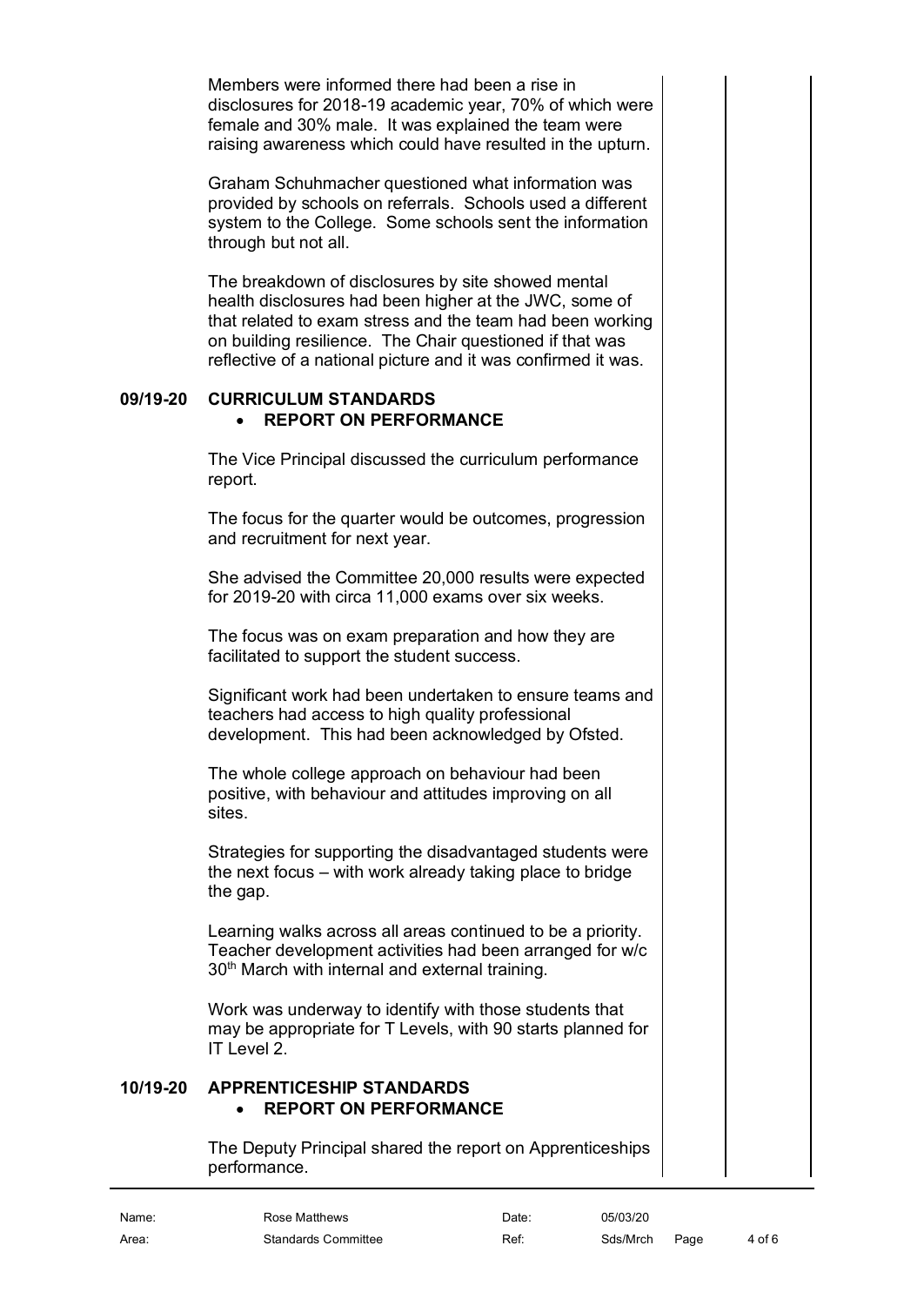Members were informed there had been a rise in disclosures for 2018-19 academic year, 70% of which were female and 30% male. It was explained the team were raising awareness which could have resulted in the upturn.

Graham Schuhmacher questioned what information was provided by schools on referrals. Schools used a different system to the College. Some schools sent the information through but not all.

The breakdown of disclosures by site showed mental health disclosures had been higher at the JWC, some of that related to exam stress and the team had been working on building resilience. The Chair questioned if that was reflective of a national picture and it was confirmed it was.

## 09/19-20 CURRICULUM STANDARDS

- **REPORT ON PERFORMANCE**

The Vice Principal discussed the curriculum performance report.

The focus for the quarter would be outcomes, progression and recruitment for next year.

She advised the Committee 20,000 results were expected for 2019-20 with circa 11,000 exams over six weeks.

The focus was on exam preparation and how they are facilitated to support the student success.

Significant work had been undertaken to ensure teams and teachers had access to high quality professional development. This had been acknowledged by Ofsted.

The whole college approach on behaviour had been positive, with behaviour and attitudes improving on all sites.

Strategies for supporting the disadvantaged students were the next focus – with work already taking place to bridge the gap.

Learning walks across all areas continued to be a priority. Teacher development activities had been arranged for w/c 30th March with internal and external training.

Work was underway to identify with those students that may be appropriate for T Levels, with 90 starts planned for IT Level 2.

## 10/19-20 APPRENTICESHIP STANDARDS

- **REPORT ON PERFORMANCE**

The Deputy Principal shared the report on Apprenticeships performance.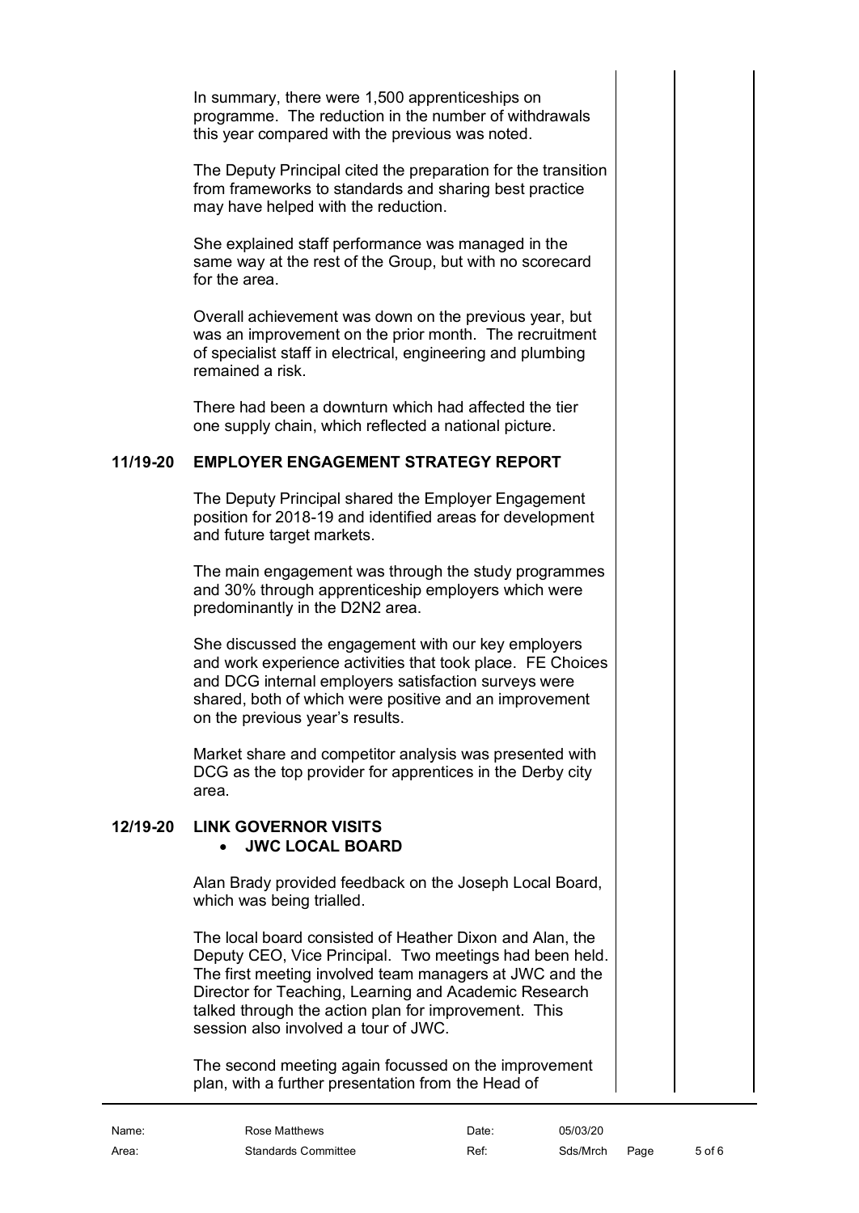In summary, there were 1,500 apprenticeships on programme. The reduction in the number of withdrawals this year compared with the previous was noted.

The Deputy Principal cited the preparation for the transition from frameworks to standards and sharing best practice may have helped with the reduction.

She explained staff performance was managed in the same way at the rest of the Group, but with no scorecard for the area.

Overall achievement was down on the previous year, but was an improvement on the prior month. The recruitment of specialist staff in electrical, engineering and plumbing remained a risk.

There had been a downturn which had affected the tier one supply chain, which reflected a national picture.

## 11/19-20 EMPLOYER ENGAGEMENT STRATEGY REPORT

The Deputy Principal shared the Employer Engagement position for 2018-19 and identified areas for development and future target markets.

The main engagement was through the study programmes and 30% through apprenticeship employers which were predominantly in the D2N2 area.

She discussed the engagement with our key employers and work experience activities that took place. FE Choices and DCG internal employers satisfaction surveys were shared, both of which were positive and an improvement on the previous year's results.

Market share and competitor analysis was presented with DCG as the top provider for apprentices in the Derby city area.

## 12/19-20 LINK GOVERNOR VISITS

- **JWC LOCAL BOARD**

Alan Brady provided feedback on the Joseph Local Board, which was being trialled.

The local board consisted of Heather Dixon and Alan, the Deputy CEO, Vice Principal. Two meetings had been held. The first meeting involved team managers at JWC and the Director for Teaching, Learning and Academic Research talked through the action plan for improvement. This session also involved a tour of JWC.

The second meeting again focussed on the improvement plan, with a further presentation from the Head of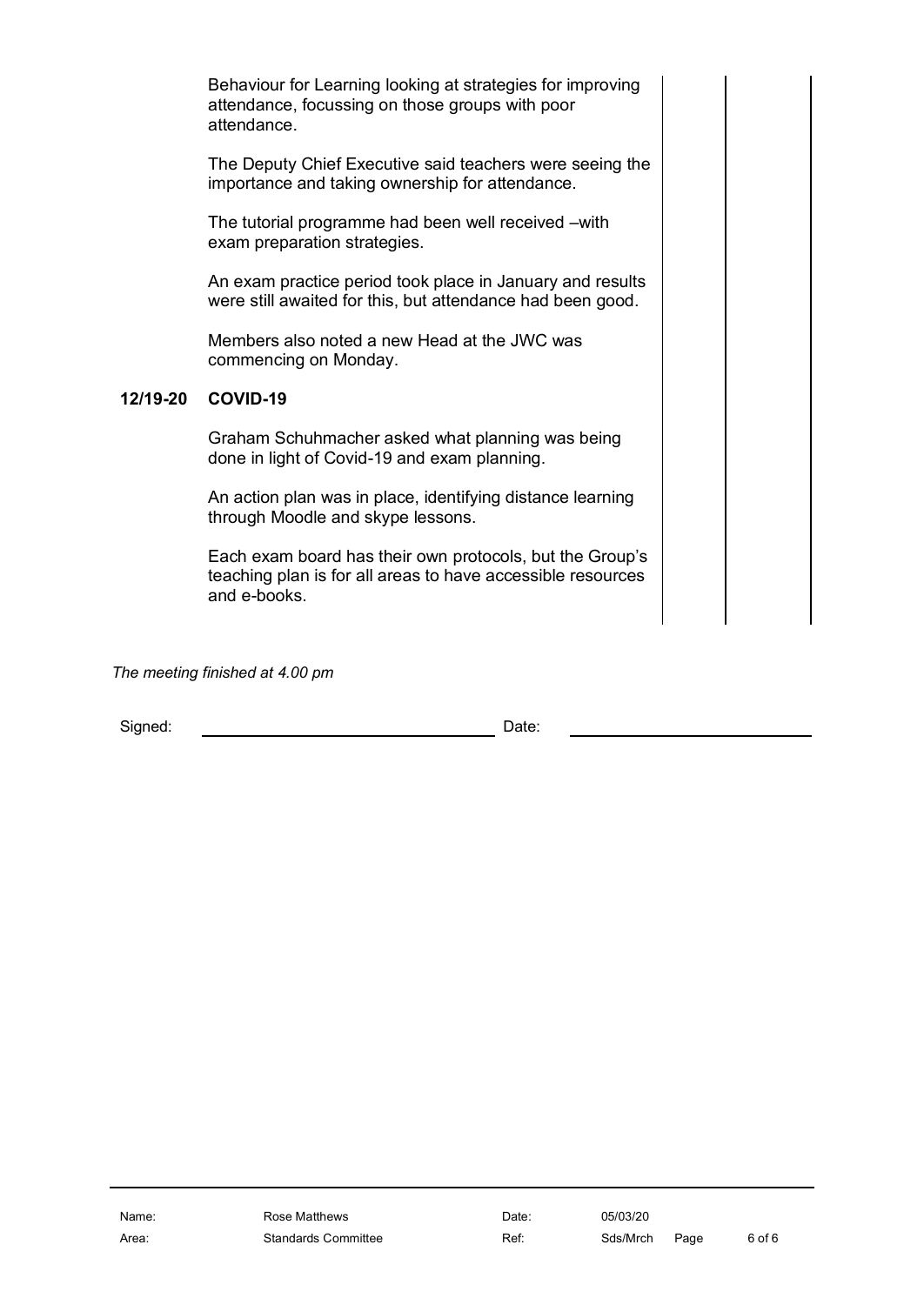Behaviour for Learning looking at strategies for improving attendance, focussing on those groups with poor attendance.

The Deputy Chief Executive said teachers were seeing the importance and taking ownership for attendance.

The tutorial programme had been well received –with exam preparation strategies.

An exam practice period took place in January and results were still awaited for this, but attendance had been good.

Members also noted a new Head at the JWC was commencing on Monday.

**12/19-20 COVID-19**

Graham Schuhmacher asked what planning was being done in light of Covid-19 and exam planning.

An action plan was in place, identifying distance learning through Moodle and skype lessons.

Each exam board has their own protocols, but the Group's teaching plan is for all areas to have accessible resources and e-books.

*The meeting finished at 4.00 pm*

Signed: \_\_\_\_\_\_\_\_\_\_\_\_\_\_\_\_\_\_\_\_\_\_\_\_ Date: \_\_\_\_\_\_\_\_\_\_\_\_\_\_\_\_\_\_\_\_